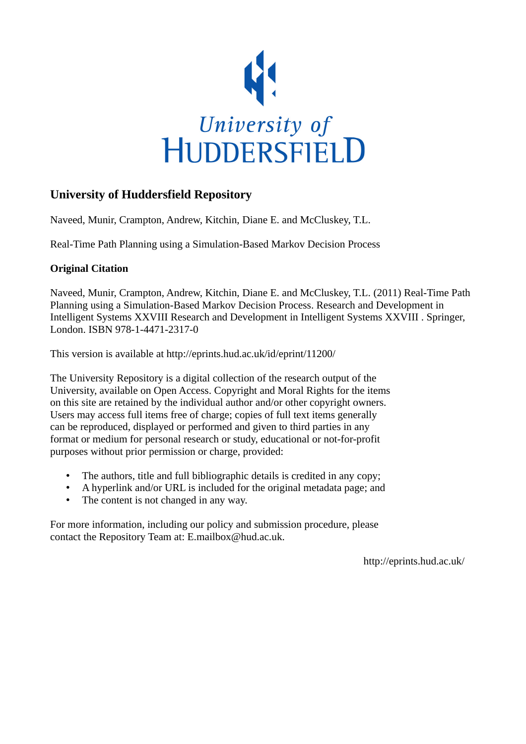University of HUDDERSFIELD

## University of Huddersfield Repository

Naveed, Munir, Crampton, Andrew, Kitchin, Diane E. and McCluskey, T.L.

Real-Time Path Planning using a Simulation-Based Markov Decision Process

### Original Citation

Naveed, Munir, Crampton, Andrew, Kitchin, Diane E. and McCluskey, T.L. (2011) Real-Time Path Planning using a Simulation-Based Markov Decision Process. Research and Development in Intelligent Systems XXVIII Research and Development in Intelligent Systems XXVIII . Springer, London. ISBN 978-1-4471-2317-0

This version is available at http://eprints.hud.ac.uk/id/eprint/11200/

The University Repository is a digital collection of the research output of the University, available on Open Access. Copyright and Moral Rights for the items on this site are retained by the individual author and/or other copyright owners. Users may access full items free of charge; copies of full text items generally can be reproduced, displayed or performed and given to third parties in any format or medium for personal research or study, educational or not-for-profit purposes without prior permission or charge, provided:

- The authors, title and full bibliographic details is credited in any copy;
- A hyperlink and/or URL is included for the original metadata page; and
- The content is not changed in any way.

For more information, including our policy and submission procedure, please contact the Repository Team at: E.mailbox@hud.ac.uk.

http://eprints.hud.ac.uk/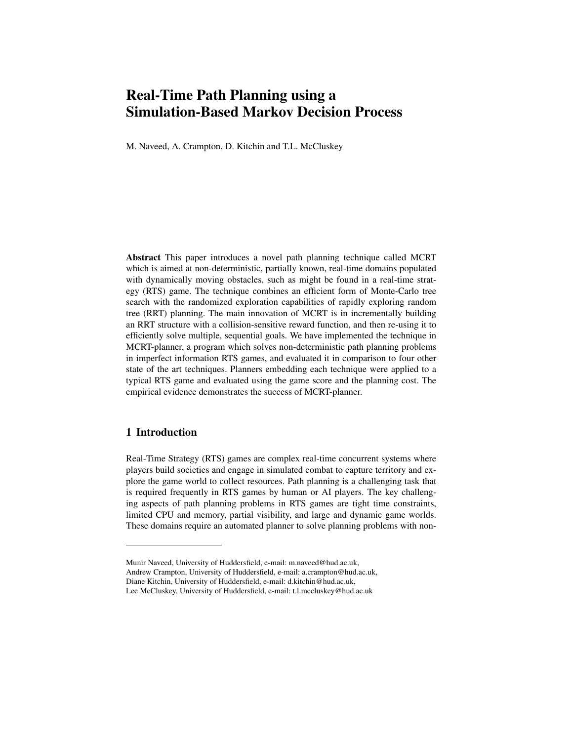# Real-Time Path Planning using a Simulation-Based Markov Decision Process

M. Naveed, A. Crampton, D. Kitchin and T.L. McCluskey

**Abstract** This paper introduces a novel path planning technique called MCRT which is aimed at non-deterministic, partially known, real-time domains populated with dynamically moving obstacles, such as might be found in a real-time strategy (RTS) game. The technique combines an efficient form of Monte-Carlo tree search with the randomized exploration capabilities of rapidly exploring random tree (RRT) planning. The main innovation of MCRT is in incrementally building an RRT structure with a collision-sensitive reward function, and then re-using it to efficiently solve multiple, sequential goals. We have implemented the technique in MCRT-planner, a program which solves non-deterministic path planning problems in imperfect information RTS games, and evaluated it in comparison to four other state of the art techniques. Planners embedding each technique were applied to a typical RTS game and evaluated using the game score and the planning cost. The empirical evidence demonstrates the success of MCRT-planner.

## 1 Introduction

Real-Time Strategy (RTS) games are complex real-time concurrent systems where players build societies and engage in simulated combat to capture territory and explore the game world to collect resources. Path planning is a challenging task that is required frequently in RTS games by human or AI players. The key challenging aspects of path planning problems in RTS games are tight time constraints, limited CPU and memory, partial visibility, and large and dynamic game worlds. These domains require an automated planner to solve planning problems with non-

---

Munir Naveed, University of Huddersfield, e-mail: m.naveed@hud.ac.uk,
Andrew Crampton, University of Huddersfield, e-mail: a.crampton@hud.ac.uk,
Diane Kitchin, University of Huddersfield, e-mail: d.kitchin@hud.ac.uk,
Lee McCluskey, University of Huddersfield, e-mail: t.l.mccluskey@hud.ac.uk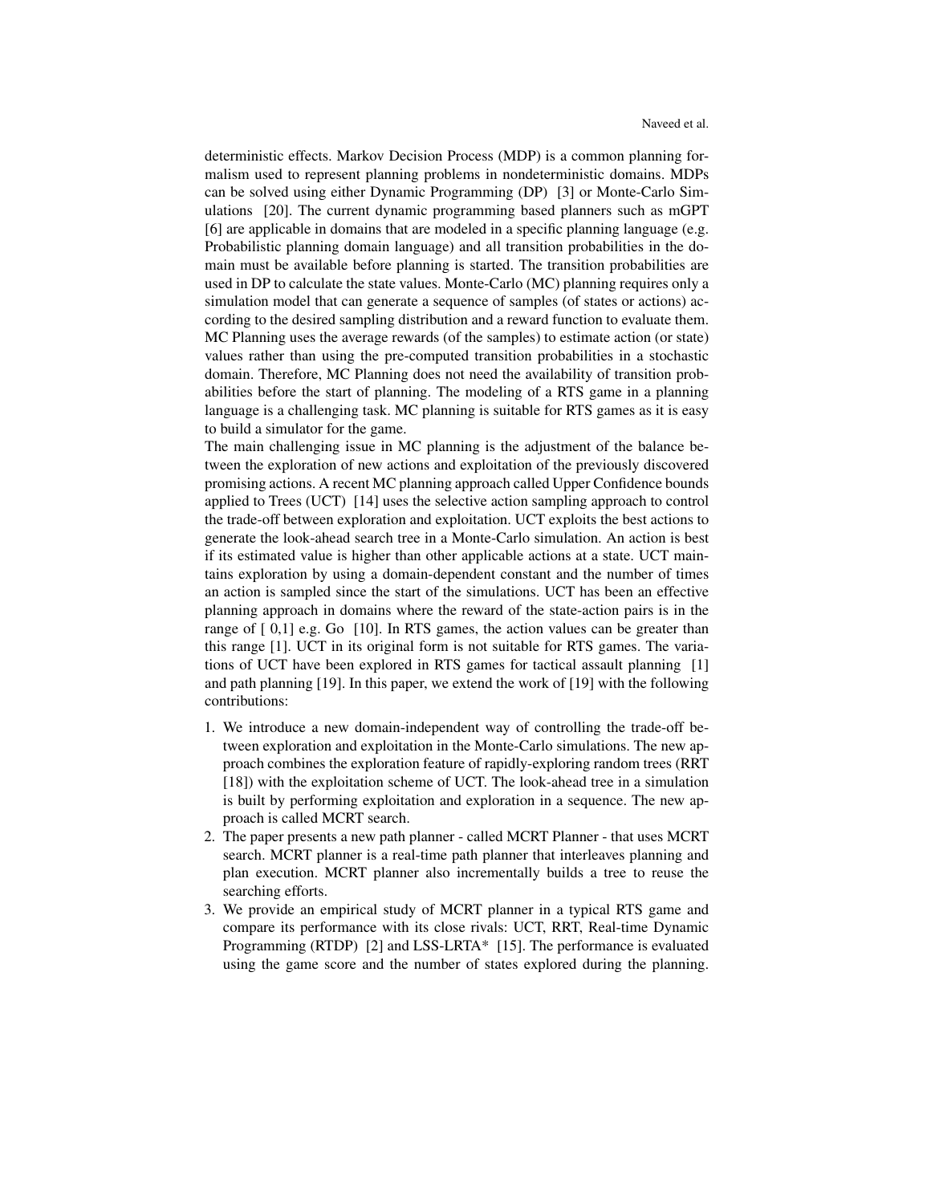deterministic effects. Markov Decision Process (MDP) is a common planning formalism used to represent planning problems in nondeterministic domains. MDPs can be solved using either Dynamic Programming (DP) [3] or Monte-Carlo Simulations [20]. The current dynamic programming based planners such as mGPT [6] are applicable in domains that are modeled in a specific planning language (e.g. Probabilistic planning domain language) and all transition probabilities in the domain must be available before planning is started. The transition probabilities are used in DP to calculate the state values. Monte-Carlo (MC) planning requires only a simulation model that can generate a sequence of samples (of states or actions) according to the desired sampling distribution and a reward function to evaluate them. MC Planning uses the average rewards (of the samples) to estimate action (or state) values rather than using the pre-computed transition probabilities in a stochastic domain. Therefore, MC Planning does not need the availability of transition probabilities before the start of planning. The modeling of a RTS game in a planning language is a challenging task. MC planning is suitable for RTS games as it is easy to build a simulator for the game.

The main challenging issue in MC planning is the adjustment of the balance between the exploration of new actions and exploitation of the previously discovered promising actions. A recent MC planning approach called Upper Confidence bounds applied to Trees (UCT) [14] uses the selective action sampling approach to control the trade-off between exploration and exploitation. UCT exploits the best actions to generate the look-ahead search tree in a Monte-Carlo simulation. An action is best if its estimated value is higher than other applicable actions at a state. UCT maintains exploration by using a domain-dependent constant and the number of times an action is sampled since the start of the simulations. UCT has been an effective planning approach in domains where the reward of the state-action pairs is in the range of [ 0,1] e.g. Go [10]. In RTS games, the action values can be greater than this range [1]. UCT in its original form is not suitable for RTS games. The variations of UCT have been explored in RTS games for tactical assault planning [1] and path planning [19]. In this paper, we extend the work of [19] with the following contributions:

1. We introduce a new domain-independent way of controlling the trade-off between exploration and exploitation in the Monte-Carlo simulations. The new approach combines the exploration feature of rapidly-exploring random trees (RRT [18]) with the exploitation scheme of UCT. The look-ahead tree in a simulation is built by performing exploitation and exploration in a sequence. The new approach is called MCRT search.
2. The paper presents a new path planner - called MCRT Planner - that uses MCRT search. MCRT planner is a real-time path planner that interleaves planning and plan execution. MCRT planner also incrementally builds a tree to reuse the searching efforts.
3. We provide an empirical study of MCRT planner in a typical RTS game and compare its performance with its close rivals: UCT, RRT, Real-time Dynamic Programming (RTDP) [2] and LSS-LRTA* [15]. The performance is evaluated using the game score and the number of states explored during the planning.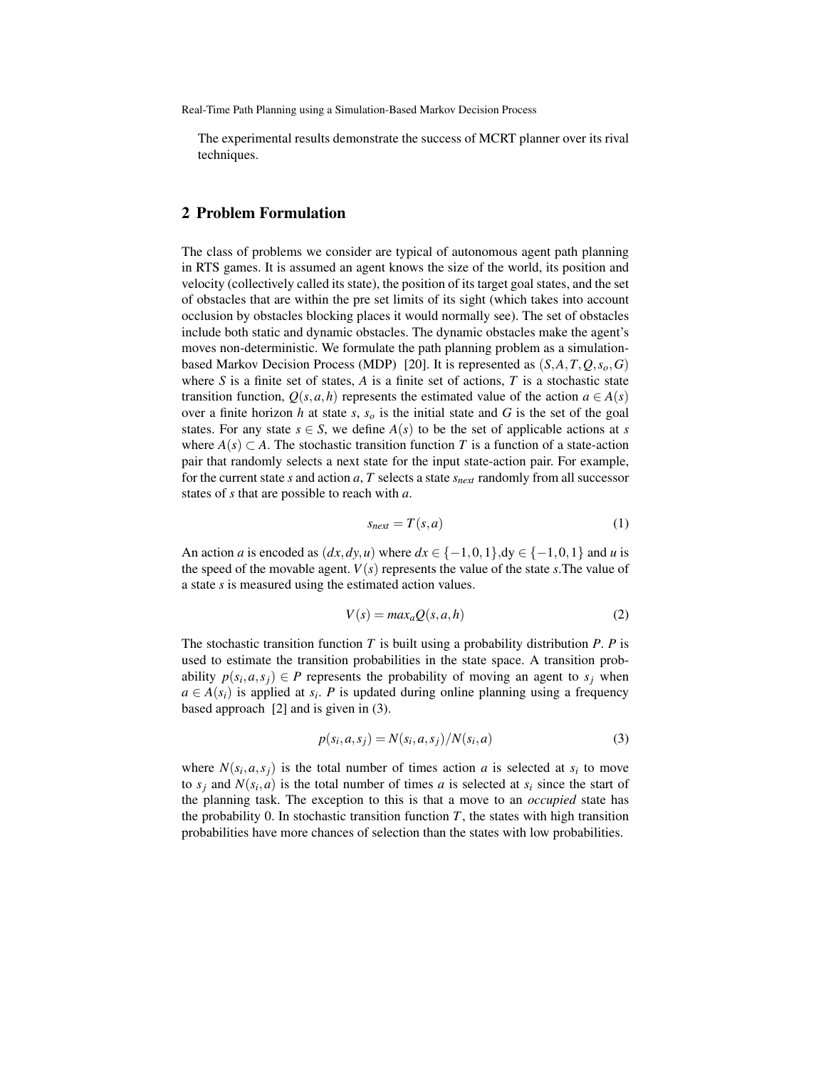The experimental results demonstrate the success of MCRT planner over its rival techniques.

## 2 Problem Formulation

The class of problems we consider are typical of autonomous agent path planning in RTS games. It is assumed an agent knows the size of the world, its position and velocity (collectively called its state), the position of its target goal states, and the set of obstacles that are within the pre set limits of its sight (which takes into account occlusion by obstacles blocking places it would normally see). The set of obstacles include both static and dynamic obstacles. The dynamic obstacles make the agent's moves non-deterministic. We formulate the path planning problem as a simulation-based Markov Decision Process (MDP) [20]. It is represented as $(S,A,T,Q,s_o,G)$ where $S$ is a finite set of states, $A$ is a finite set of actions, $T$ is a stochastic state transition function, $Q(s,a,h)$ represents the estimated value of the action $a \in A(s)$ over a finite horizon $h$ at state $s$, $s_o$ is the initial state and $G$ is the set of the goal states. For any state $s \in S$, we define $A(s)$ to be the set of applicable actions at $s$ where $A(s) \subset A$. The stochastic transition function $T$ is a function of a state-action pair that randomly selects a next state for the input state-action pair. For example, for the current state $s$ and action $a$, $T$ selects a state $s_{next}$ randomly from all successor states of $s$ that are possible to reach with $a$.

$$s_{next} = T(s,a) \tag{1}$$

An action $a$ is encoded as $(dx,dy,u)$ where $dx \in \{-1,0,1\}$,dy $\in \{-1,0,1\}$ and $u$ is the speed of the movable agent. $V(s)$ represents the value of the state $s$.The value of a state $s$ is measured using the estimated action values.

$$V(s) = max_a Q(s,a,h) \tag{2}$$

The stochastic transition function $T$ is built using a probability distribution $P$. $P$ is used to estimate the transition probabilities in the state space. A transition probability $p(s_i,a,s_j) \in P$ represents the probability of moving an agent to $s_j$ when $a \in A(s_i)$ is applied at $s_i$. $P$ is updated during online planning using a frequency based approach [2] and is given in (3).

$$p(s_i,a,s_j) = N(s_i,a,s_j)/N(s_i,a) \tag{3}$$

where $N(s_i,a,s_j)$ is the total number of times action $a$ is selected at $s_i$ to move to $s_j$ and $N(s_i,a)$ is the total number of times $a$ is selected at $s_i$ since the start of the planning task. The exception to this is that a move to an *occupied* state has the probability 0. In stochastic transition function $T$, the states with high transition probabilities have more chances of selection than the states with low probabilities.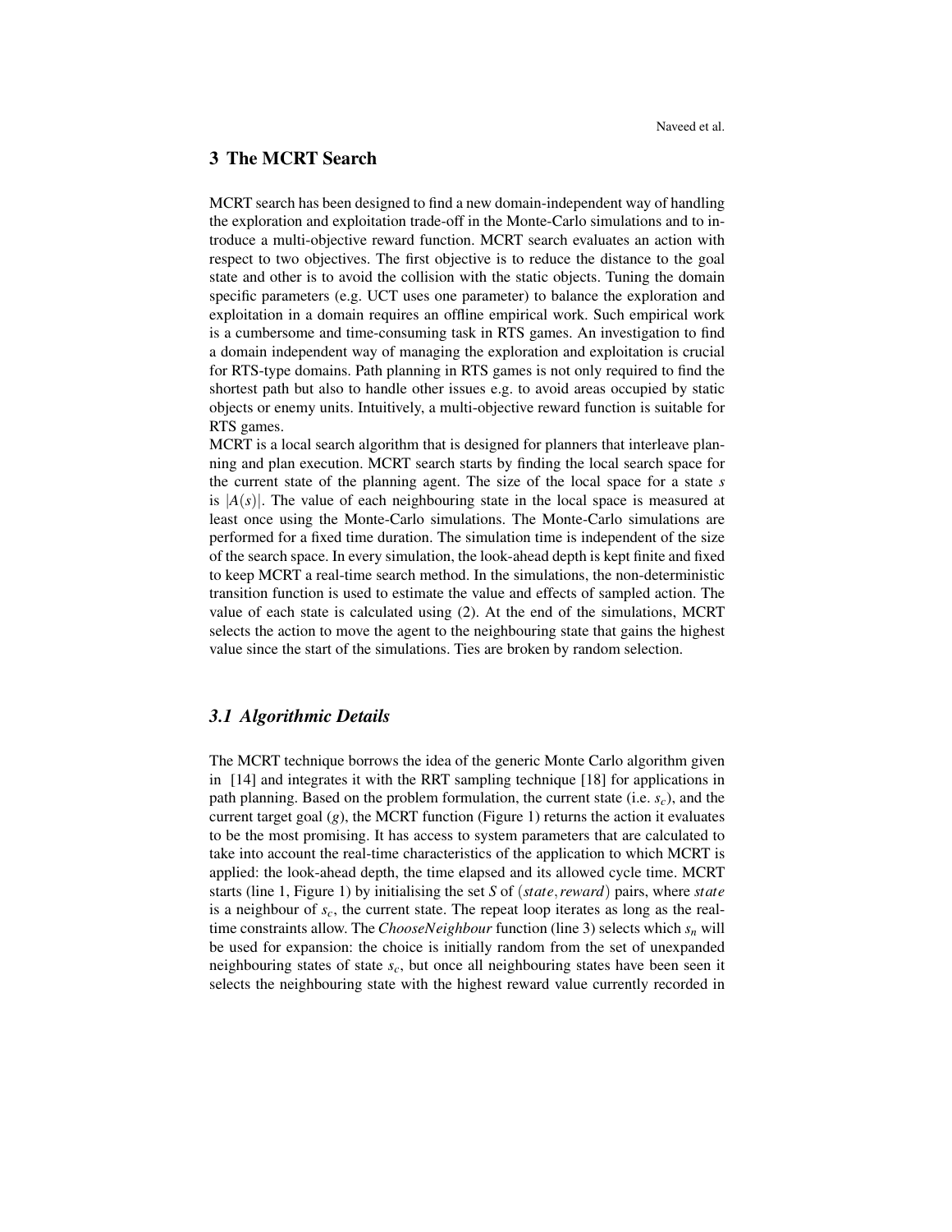## 3 The MCRT Search

MCRT search has been designed to find a new domain-independent way of handling the exploration and exploitation trade-off in the Monte-Carlo simulations and to introduce a multi-objective reward function. MCRT search evaluates an action with respect to two objectives. The first objective is to reduce the distance to the goal state and other is to avoid the collision with the static objects. Tuning the domain specific parameters (e.g. UCT uses one parameter) to balance the exploration and exploitation in a domain requires an offline empirical work. Such empirical work is a cumbersome and time-consuming task in RTS games. An investigation to find a domain independent way of managing the exploration and exploitation is crucial for RTS-type domains. Path planning in RTS games is not only required to find the shortest path but also to handle other issues e.g. to avoid areas occupied by static objects or enemy units. Intuitively, a multi-objective reward function is suitable for RTS games.

MCRT is a local search algorithm that is designed for planners that interleave planning and plan execution. MCRT search starts by finding the local search space for the current state of the planning agent. The size of the local space for a state $s$ is $|A(s)|$. The value of each neighbouring state in the local space is measured at least once using the Monte-Carlo simulations. The Monte-Carlo simulations are performed for a fixed time duration. The simulation time is independent of the size of the search space. In every simulation, the look-ahead depth is kept finite and fixed to keep MCRT a real-time search method. In the simulations, the non-deterministic transition function is used to estimate the value and effects of sampled action. The value of each state is calculated using (2). At the end of the simulations, MCRT selects the action to move the agent to the neighbouring state that gains the highest value since the start of the simulations. Ties are broken by random selection.

### 3.1 Algorithmic Details

The MCRT technique borrows the idea of the generic Monte Carlo algorithm given in [14] and integrates it with the RRT sampling technique [18] for applications in path planning. Based on the problem formulation, the current state (i.e. $s_c$), and the current target goal ($g$), the MCRT function (Figure 1) returns the action it evaluates to be the most promising. It has access to system parameters that are calculated to take into account the real-time characteristics of the application to which MCRT is applied: the look-ahead depth, the time elapsed and its allowed cycle time. MCRT starts (line 1, Figure 1) by initialising the set $S$ of $(state, reward)$ pairs, where $state$ is a neighbour of $s_c$, the current state. The repeat loop iterates as long as the real-time constraints allow. The *ChooseNeighbour* function (line 3) selects which $s_n$ will be used for expansion: the choice is initially random from the set of unexpanded neighbouring states of state $s_c$, but once all neighbouring states have been seen it selects the neighbouring state with the highest reward value currently recorded in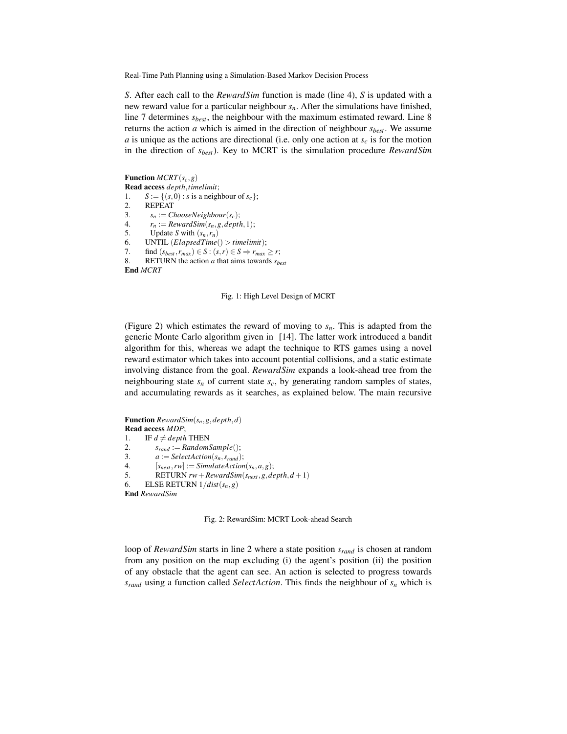*S*. After each call to the *RewardSim* function is made (line 4), *S* is updated with a new reward value for a particular neighbour $s_n$. After the simulations have finished, line 7 determines $s_{best}$, the neighbour with the maximum estimated reward. Line 8 returns the action *a* which is aimed in the direction of neighbour $s_{best}$. We assume *a* is unique as the actions are directional (i.e. only one action at $s_c$ is for the motion in the direction of $s_{best}$). Key to MCRT is the simulation procedure *RewardSim*

**Function** $MCRT(s_c, g)$
**Read access** $depth, timelimit$;
1. $S := \{(s, 0) : s \text{ is a neighbour of } s_c\}$;
2. REPEAT
3. $s_n := ChooseNeighbour(s_c)$;
4. $r_n := RewardSim(s_n, g, depth, 1)$;
5. Update $S$ with $(s_n, r_n)$
6. UNTIL $(ElapsedTime() > timelimit)$;
7. find $(s_{best}, r_{max}) \in S : (s, r) \in S \Rightarrow r_{max} \geq r$;
8. RETURN the action $a$ that aims towards $s_{best}$

**End** *MCRT*

Fig. 1: High Level Design of MCRT

(Figure 2) which estimates the reward of moving to $s_n$. This is adapted from the generic Monte Carlo algorithm given in [14]. The latter work introduced a bandit algorithm for this, whereas we adapt the technique to RTS games using a novel reward estimator which takes into account potential collisions, and a static estimate involving distance from the goal. *RewardSim* expands a look-ahead tree from the neighbouring state $s_n$ of current state $s_c$, by generating random samples of states, and accumulating rewards as it searches, as explained below. The main recursive

**Function** $RewardSim(s_n, g, depth, d)$
**Read access** *MDP*;
1. IF $d \neq depth$ THEN
2. $s_{rand} := RandomSample()$;
3. $a := SelectAction(s_n, s_{rand})$;
4. $[s_{next}, rw] := SimulateAction(s_n, a, g)$;
5. RETURN $rw + RewardSim(s_{next}, g, depth, d+1)$
6. ELSE RETURN $1/dist(s_n, g)$

**End** *RewardSim*

Fig. 2: RewardSim: MCRT Look-ahead Search

loop of *RewardSim* starts in line 2 where a state position $s_{rand}$ is chosen at random from any position on the map excluding (i) the agent's position (ii) the position of any obstacle that the agent can see. An action is selected to progress towards $s_{rand}$ using a function called *SelectAction*. This finds the neighbour of $s_n$ which is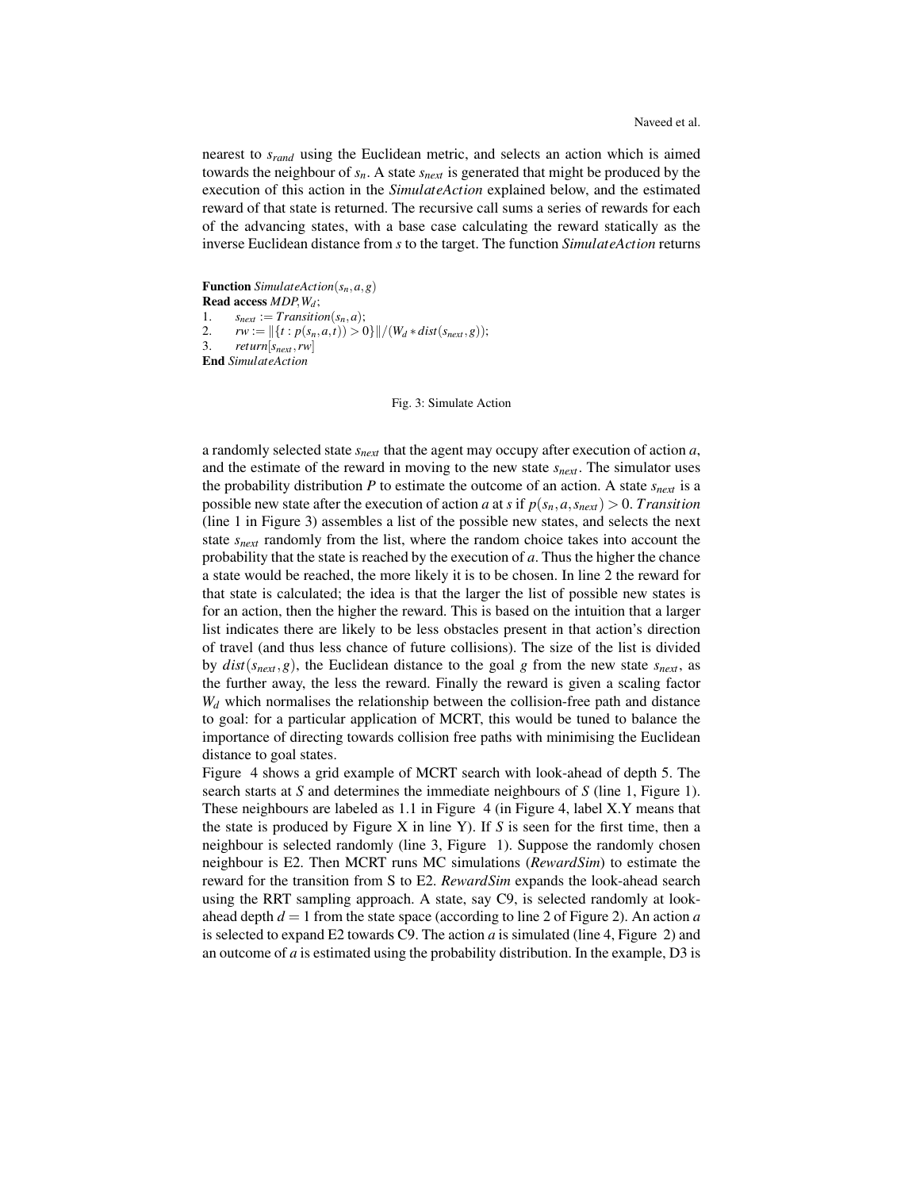nearest to $s_{rand}$ using the Euclidean metric, and selects an action which is aimed towards the neighbour of $s_n$. A state $s_{next}$ is generated that might be produced by the execution of this action in the *SimulateAction* explained below, and the estimated reward of that state is returned. The recursive call sums a series of rewards for each of the advancing states, with a base case calculating the reward statically as the inverse Euclidean distance from *s* to the target. The function *SimulateAction* returns

**Function** *SimulateAction*$(s_n, a, g)$
**Read access** *MDP*,$W_d$;
1. $s_{next} := Transition(s_n, a)$;
2. $rw := \|\{t : p(s_n, a, t)) > 0\}\| / (W_d * dist(s_{next}, g))$;
3. $return[s_{next}, rw]$

**End** *SimulateAction*

Fig. 3: Simulate Action

a randomly selected state $s_{next}$ that the agent may occupy after execution of action *a*, and the estimate of the reward in moving to the new state $s_{next}$. The simulator uses the probability distribution *P* to estimate the outcome of an action. A state $s_{next}$ is a possible new state after the execution of action *a* at *s* if $p(s_n, a, s_{next}) > 0$. *Transition* (line 1 in Figure 3) assembles a list of the possible new states, and selects the next state $s_{next}$ randomly from the list, where the random choice takes into account the probability that the state is reached by the execution of *a*. Thus the higher the chance a state would be reached, the more likely it is to be chosen. In line 2 the reward for that state is calculated; the idea is that the larger the list of possible new states is for an action, then the higher the reward. This is based on the intuition that a larger list indicates there are likely to be less obstacles present in that action's direction of travel (and thus less chance of future collisions). The size of the list is divided by $dist(s_{next}, g)$, the Euclidean distance to the goal *g* from the new state $s_{next}$, as the further away, the less the reward. Finally the reward is given a scaling factor $W_d$ which normalises the relationship between the collision-free path and distance to goal: for a particular application of MCRT, this would be tuned to balance the importance of directing towards collision free paths with minimising the Euclidean distance to goal states.

Figure 4 shows a grid example of MCRT search with look-ahead of depth 5. The search starts at *S* and determines the immediate neighbours of *S* (line 1, Figure 1). These neighbours are labeled as 1.1 in Figure 4 (in Figure 4, label X.Y means that the state is produced by Figure X in line Y). If *S* is seen for the first time, then a neighbour is selected randomly (line 3, Figure 1). Suppose the randomly chosen neighbour is E2. Then MCRT runs MC simulations (*RewardSim*) to estimate the reward for the transition from S to E2. *RewardSim* expands the look-ahead search using the RRT sampling approach. A state, say C9, is selected randomly at look-ahead depth $d = 1$ from the state space (according to line 2 of Figure 2). An action *a* is selected to expand E2 towards C9. The action *a* is simulated (line 4, Figure 2) and an outcome of *a* is estimated using the probability distribution. In the example, D3 is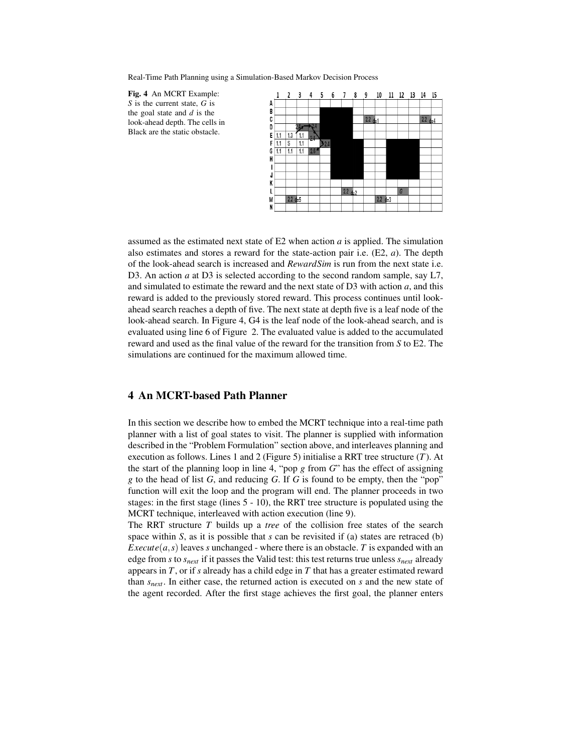Fig. 4 An MCRT Example: *S* is the current state, *G* is the goal state and *d* is the look-ahead depth. The cells in Black are the static obstacle.

assumed as the estimated next state of E2 when action *a* is applied. The simulation also estimates and stores a reward for the state-action pair i.e. (E2, *a*). The depth of the look-ahead search is increased and *RewardSim* is run from the next state i.e. D3. An action *a* at D3 is selected according to the second random sample, say L7, and simulated to estimate the reward and the next state of D3 with action *a*, and this reward is added to the previously stored reward. This process continues until look-ahead search reaches a depth of five. The next state at depth five is a leaf node of the look-ahead search. In Figure 4, G4 is the leaf node of the look-ahead search, and is evaluated using line 6 of Figure 2. The evaluated value is added to the accumulated reward and used as the final value of the reward for the transition from *S* to E2. The simulations are continued for the maximum allowed time.

## 4 An MCRT-based Path Planner

In this section we describe how to embed the MCRT technique into a real-time path planner with a list of goal states to visit. The planner is supplied with information described in the "Problem Formulation" section above, and interleaves planning and execution as follows. Lines 1 and 2 (Figure 5) initialise a RRT tree structure ($T$). At the start of the planning loop in line 4, "pop $g$ from $G$" has the effect of assigning $g$ to the head of list $G$, and reducing $G$. If $G$ is found to be empty, then the "pop" function will exit the loop and the program will end. The planner proceeds in two stages: in the first stage (lines 5 - 10), the RRT tree structure is populated using the MCRT technique, interleaved with action execution (line 9).

The RRT structure $T$ builds up a *tree* of the collision free states of the search space within $S$, as it is possible that $s$ can be revisited if (a) states are retraced (b) $Execute(a,s)$ leaves $s$ unchanged - where there is an obstacle. $T$ is expanded with an edge from $s$ to $s_{next}$ if it passes the Valid test: this test returns true unless $s_{next}$ already appears in $T$, or if $s$ already has a child edge in $T$ that has a greater estimated reward than $s_{next}$. In either case, the returned action is executed on $s$ and the new state of the agent recorded. After the first stage achieves the first goal, the planner enters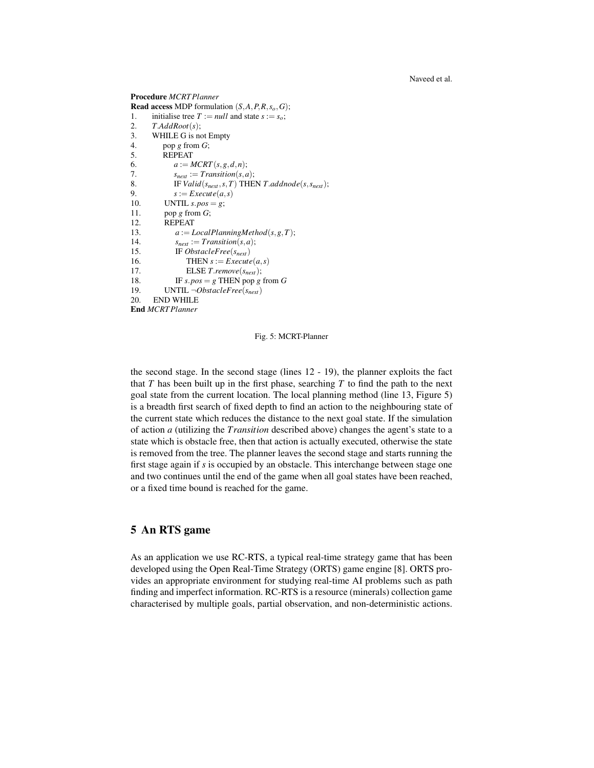**Procedure** *MCRTPlanner*
**Read access** MDP formulation $(S, A, P, R, s_o, G)$;
1. initialise tree $T := null$ and state $s := s_o$;
2. $T.AddRoot(s)$;
3. WHILE G is not Empty
4. pop $g$ from $G$;
5. REPEAT
6. $a := MCRT(s, g, d, n)$;
7. $s_{next} := Transition(s, a)$;
8. IF $Valid(s_{next}, s, T)$ THEN $T.addnode(s, s_{next})$;
9. $s := Execute(a, s)$
10. UNTIL $s.pos = g$;
11. pop $g$ from $G$;
12. REPEAT
13. $a := LocalPlanningMethod(s, g, T)$;
14. $s_{next} := Transition(s, a)$;
15. IF $ObstacleFree(s_{next})$
16. THEN $s := Execute(a, s)$
17. ELSE $T.remove(s_{next})$;
18. IF $s.pos = g$ THEN pop $g$ from $G$
19. UNTIL $\neg ObstacleFree(s_{next})$
20. END WHILE

**End** *MCRTPlanner*

Fig. 5: MCRT-Planner

the second stage. In the second stage (lines 12 - 19), the planner exploits the fact that $T$ has been built up in the first phase, searching $T$ to find the path to the next goal state from the current location. The local planning method (line 13, Figure 5) is a breadth first search of fixed depth to find an action to the neighbouring state of the current state which reduces the distance to the next goal state. If the simulation of action $a$ (utilizing the $Transition$ described above) changes the agent's state to a state which is obstacle free, then that action is actually executed, otherwise the state is removed from the tree. The planner leaves the second stage and starts running the first stage again if $s$ is occupied by an obstacle. This interchange between stage one and two continues until the end of the game when all goal states have been reached, or a fixed time bound is reached for the game.

## 5 An RTS game

As an application we use RC-RTS, a typical real-time strategy game that has been developed using the Open Real-Time Strategy (ORTS) game engine [8]. ORTS provides an appropriate environment for studying real-time AI problems such as path finding and imperfect information. RC-RTS is a resource (minerals) collection game characterised by multiple goals, partial observation, and non-deterministic actions.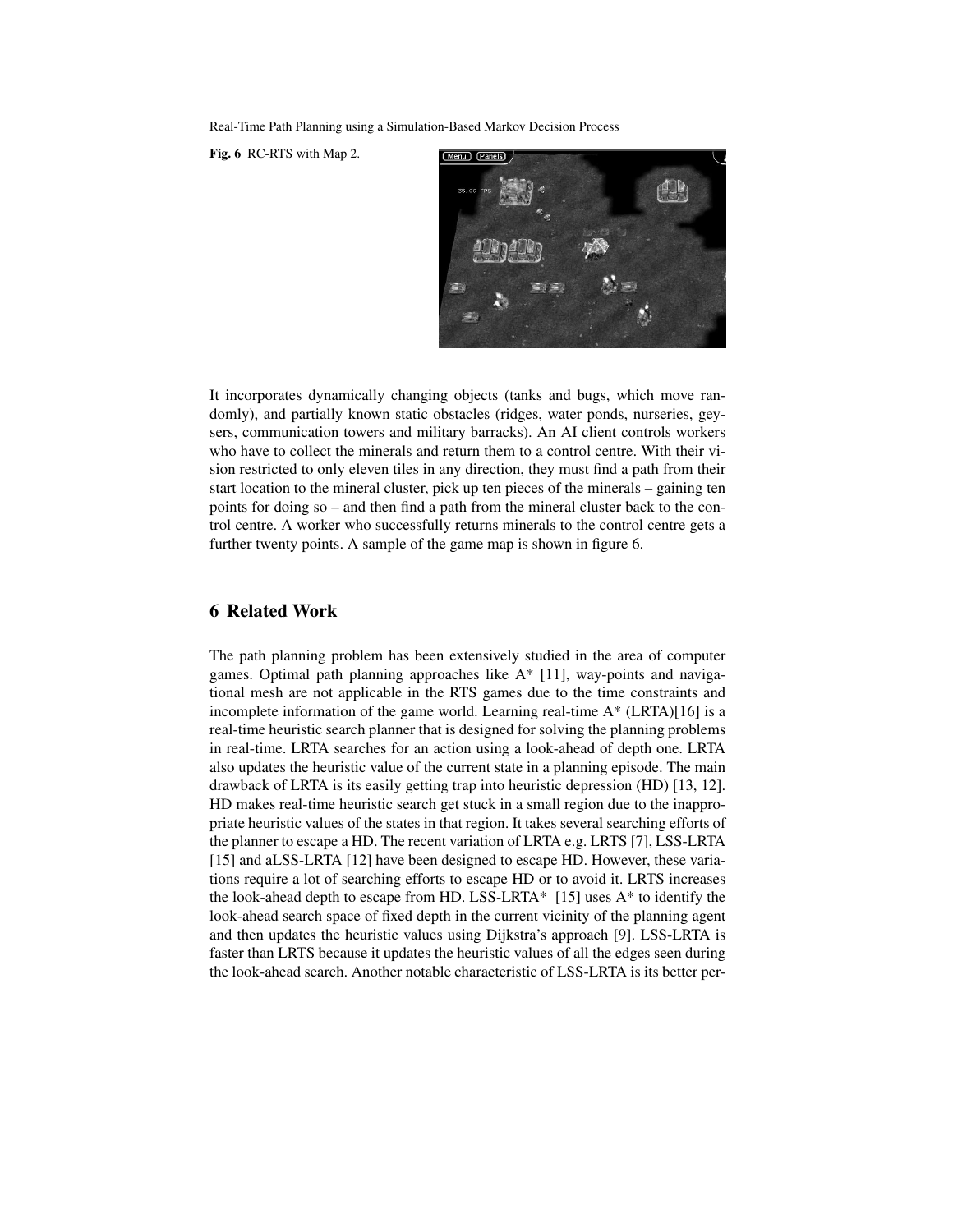Fig. 6 RC-RTS with Map 2.

It incorporates dynamically changing objects (tanks and bugs, which move randomly), and partially known static obstacles (ridges, water ponds, nurseries, geysers, communication towers and military barracks). An AI client controls workers who have to collect the minerals and return them to a control centre. With their vision restricted to only eleven tiles in any direction, they must find a path from their start location to the mineral cluster, pick up ten pieces of the minerals – gaining ten points for doing so – and then find a path from the mineral cluster back to the control centre. A worker who successfully returns minerals to the control centre gets a further twenty points. A sample of the game map is shown in figure 6.

## 6 Related Work

The path planning problem has been extensively studied in the area of computer games. Optimal path planning approaches like A* [11], way-points and navigational mesh are not applicable in the RTS games due to the time constraints and incomplete information of the game world. Learning real-time A* (LRTA)[16] is a real-time heuristic search planner that is designed for solving the planning problems in real-time. LRTA searches for an action using a look-ahead of depth one. LRTA also updates the heuristic value of the current state in a planning episode. The main drawback of LRTA is its easily getting trap into heuristic depression (HD) [13, 12]. HD makes real-time heuristic search get stuck in a small region due to the inappropriate heuristic values of the states in that region. It takes several searching efforts of the planner to escape a HD. The recent variation of LRTA e.g. LRTS [7], LSS-LRTA [15] and aLSS-LRTA [12] have been designed to escape HD. However, these variations require a lot of searching efforts to escape HD or to avoid it. LRTS increases the look-ahead depth to escape from HD. LSS-LRTA* [15] uses A* to identify the look-ahead search space of fixed depth in the current vicinity of the planning agent and then updates the heuristic values using Dijkstra's approach [9]. LSS-LRTA is faster than LRTS because it updates the heuristic values of all the edges seen during the look-ahead search. Another notable characteristic of LSS-LRTA is its better per-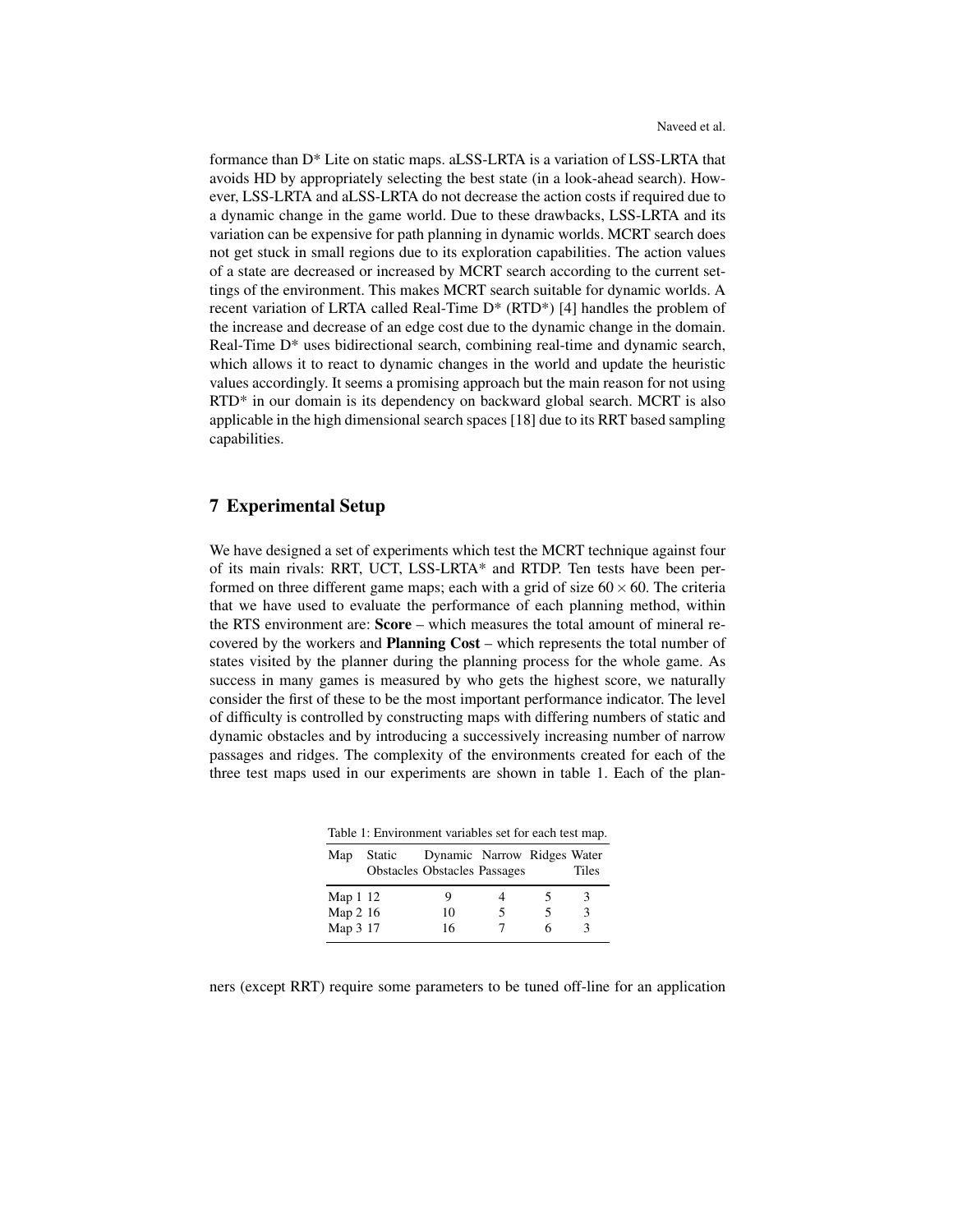formance than D* Lite on static maps. aLSS-LRTA is a variation of LSS-LRTA that avoids HD by appropriately selecting the best state (in a look-ahead search). However, LSS-LRTA and aLSS-LRTA do not decrease the action costs if required due to a dynamic change in the game world. Due to these drawbacks, LSS-LRTA and its variation can be expensive for path planning in dynamic worlds. MCRT search does not get stuck in small regions due to its exploration capabilities. The action values of a state are decreased or increased by MCRT search according to the current settings of the environment. This makes MCRT search suitable for dynamic worlds. A recent variation of LRTA called Real-Time D* (RTD*) [4] handles the problem of the increase and decrease of an edge cost due to the dynamic change in the domain. Real-Time D* uses bidirectional search, combining real-time and dynamic search, which allows it to react to dynamic changes in the world and update the heuristic values accordingly. It seems a promising approach but the main reason for not using RTD* in our domain is its dependency on backward global search. MCRT is also applicable in the high dimensional search spaces [18] due to its RRT based sampling capabilities.

## 7 Experimental Setup

We have designed a set of experiments which test the MCRT technique against four of its main rivals: RRT, UCT, LSS-LRTA* and RTDP. Ten tests have been performed on three different game maps; each with a grid of size $60 \times 60$. The criteria that we have used to evaluate the performance of each planning method, within the RTS environment are: **Score** – which measures the total amount of mineral recovered by the workers and **Planning Cost** – which represents the total number of states visited by the planner during the planning process for the whole game. As success in many games is measured by who gets the highest score, we naturally consider the first of these to be the most important performance indicator. The level of difficulty is controlled by constructing maps with differing numbers of static and dynamic obstacles and by introducing a successively increasing number of narrow passages and ridges. The complexity of the environments created for each of the three test maps used in our experiments are shown in table 1. Each of the planners (except RRT) require some parameters to be tuned off-line for an application

Table 1: Environment variables set for each test map.

| Map | Static Obstacles | Dynamic Obstacles | Narrow Passages | Ridges | Water Tiles |
|---|---|---|---|---|---|
| Map 1 | 12 | 9 | 4 | 5 | 3 |
| Map 2 | 16 | 10 | 5 | 5 | 3 |
| Map 3 | 17 | 16 | 7 | 6 | 3 |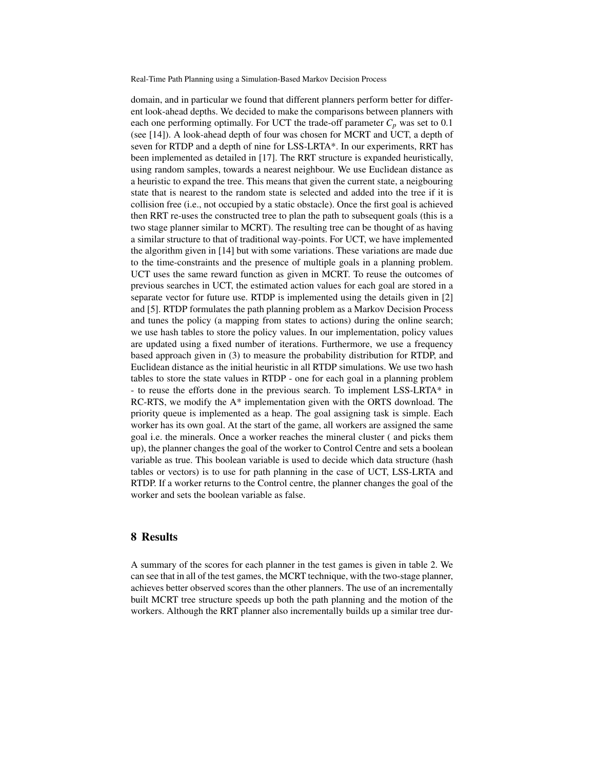domain, and in particular we found that different planners perform better for different look-ahead depths. We decided to make the comparisons between planners with each one performing optimally. For UCT the trade-off parameter $C_p$ was set to 0.1 (see [14]). A look-ahead depth of four was chosen for MCRT and UCT, a depth of seven for RTDP and a depth of nine for LSS-LRTA*. In our experiments, RRT has been implemented as detailed in [17]. The RRT structure is expanded heuristically, using random samples, towards a nearest neighbour. We use Euclidean distance as a heuristic to expand the tree. This means that given the current state, a neigbouring state that is nearest to the random state is selected and added into the tree if it is collision free (i.e., not occupied by a static obstacle). Once the first goal is achieved then RRT re-uses the constructed tree to plan the path to subsequent goals (this is a two stage planner similar to MCRT). The resulting tree can be thought of as having a similar structure to that of traditional way-points. For UCT, we have implemented the algorithm given in [14] but with some variations. These variations are made due to the time-constraints and the presence of multiple goals in a planning problem. UCT uses the same reward function as given in MCRT. To reuse the outcomes of previous searches in UCT, the estimated action values for each goal are stored in a separate vector for future use. RTDP is implemented using the details given in [2] and [5]. RTDP formulates the path planning problem as a Markov Decision Process and tunes the policy (a mapping from states to actions) during the online search; we use hash tables to store the policy values. In our implementation, policy values are updated using a fixed number of iterations. Furthermore, we use a frequency based approach given in (3) to measure the probability distribution for RTDP, and Euclidean distance as the initial heuristic in all RTDP simulations. We use two hash tables to store the state values in RTDP - one for each goal in a planning problem - to reuse the efforts done in the previous search. To implement LSS-LRTA* in RC-RTS, we modify the A* implementation given with the ORTS download. The priority queue is implemented as a heap. The goal assigning task is simple. Each worker has its own goal. At the start of the game, all workers are assigned the same goal i.e. the minerals. Once a worker reaches the mineral cluster ( and picks them up), the planner changes the goal of the worker to Control Centre and sets a boolean variable as true. This boolean variable is used to decide which data structure (hash tables or vectors) is to use for path planning in the case of UCT, LSS-LRTA and RTDP. If a worker returns to the Control centre, the planner changes the goal of the worker and sets the boolean variable as false.

## 8 Results

A summary of the scores for each planner in the test games is given in table 2. We can see that in all of the test games, the MCRT technique, with the two-stage planner, achieves better observed scores than the other planners. The use of an incrementally built MCRT tree structure speeds up both the path planning and the motion of the workers. Although the RRT planner also incrementally builds up a similar tree dur-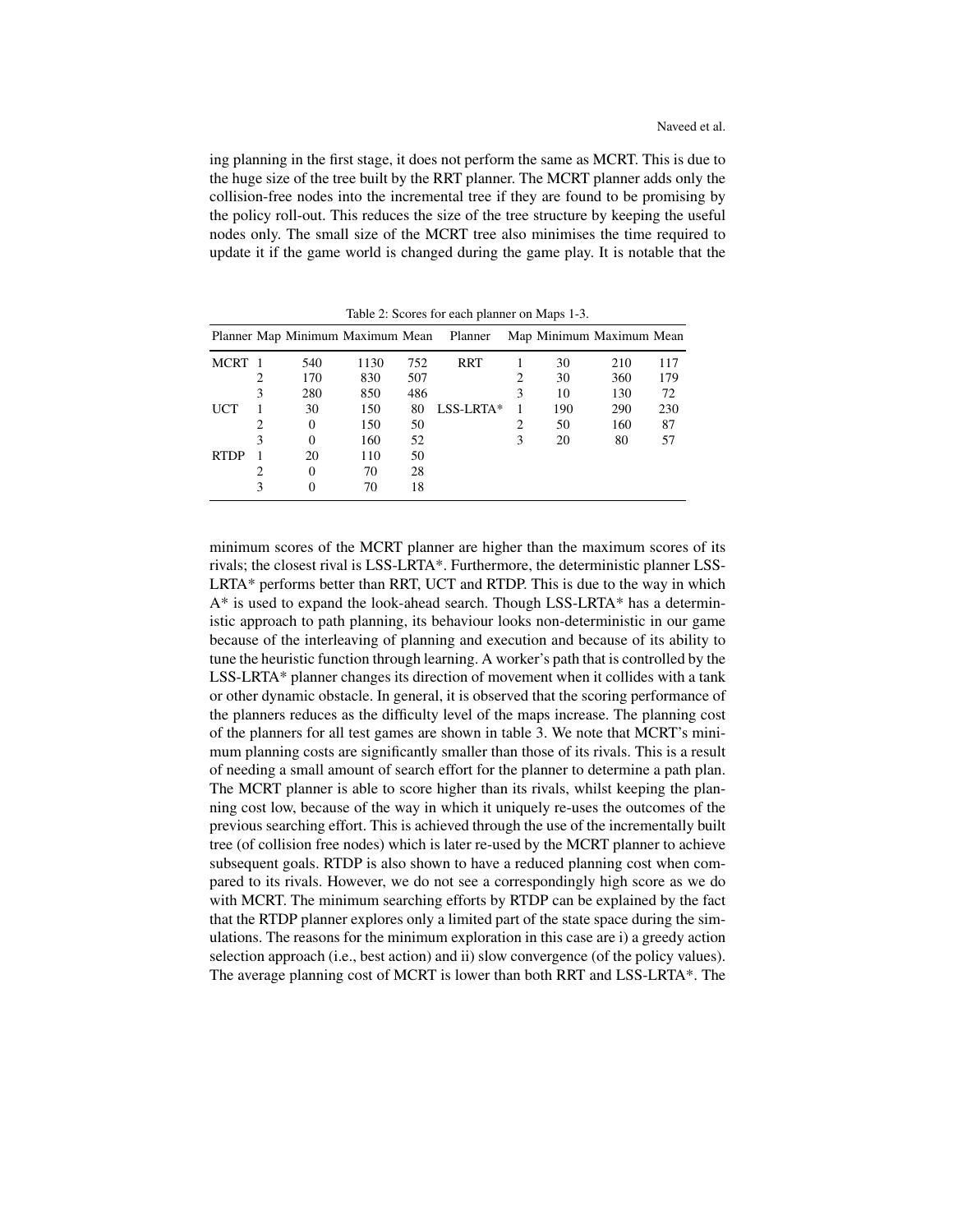ing planning in the first stage, it does not perform the same as MCRT. This is due to the huge size of the tree built by the RRT planner. The MCRT planner adds only the collision-free nodes into the incremental tree if they are found to be promising by the policy roll-out. This reduces the size of the tree structure by keeping the useful nodes only. The small size of the MCRT tree also minimises the time required to update it if the game world is changed during the game play. It is notable that the

Table 2: Scores for each planner on Maps 1-3.

| Planner | Map | Minimum | Maximum | Mean | Planner | Map | Minimum | Maximum | Mean |
|---|---|---|---|---|---|---|---|---|---|
| MCRT | 1 | 540 | 1130 | 752 | RRT | 1 | 30 | 210 | 117 |
| | 2 | 170 | 830 | 507 | | 2 | 30 | 360 | 179 |
| | 3 | 280 | 850 | 486 | | 3 | 10 | 130 | 72 |
| UCT | 1 | 30 | 150 | 80 | LSS-LRTA* | 1 | 190 | 290 | 230 |
| | 2 | 0 | 150 | 50 | | 2 | 50 | 160 | 87 |
| | 3 | 0 | 160 | 52 | | 3 | 20 | 80 | 57 |
| RTDP | 1 | 20 | 110 | 50 | | | | | |
| | 2 | 0 | 70 | 28 | | | | | |
| | 3 | 0 | 70 | 18 | | | | | |

minimum scores of the MCRT planner are higher than the maximum scores of its rivals; the closest rival is LSS-LRTA*. Furthermore, the deterministic planner LSS-LRTA* performs better than RRT, UCT and RTDP. This is due to the way in which A* is used to expand the look-ahead search. Though LSS-LRTA* has a deterministic approach to path planning, its behaviour looks non-deterministic in our game because of the interleaving of planning and execution and because of its ability to tune the heuristic function through learning. A worker's path that is controlled by the LSS-LRTA* planner changes its direction of movement when it collides with a tank or other dynamic obstacle. In general, it is observed that the scoring performance of the planners reduces as the difficulty level of the maps increase. The planning cost of the planners for all test games are shown in table 3. We note that MCRT's minimum planning costs are significantly smaller than those of its rivals. This is a result of needing a small amount of search effort for the planner to determine a path plan. The MCRT planner is able to score higher than its rivals, whilst keeping the planning cost low, because of the way in which it uniquely re-uses the outcomes of the previous searching effort. This is achieved through the use of the incrementally built tree (of collision free nodes) which is later re-used by the MCRT planner to achieve subsequent goals. RTDP is also shown to have a reduced planning cost when compared to its rivals. However, we do not see a correspondingly high score as we do with MCRT. The minimum searching efforts by RTDP can be explained by the fact that the RTDP planner explores only a limited part of the state space during the simulations. The reasons for the minimum exploration in this case are i) a greedy action selection approach (i.e., best action) and ii) slow convergence (of the policy values). The average planning cost of MCRT is lower than both RRT and LSS-LRTA*. The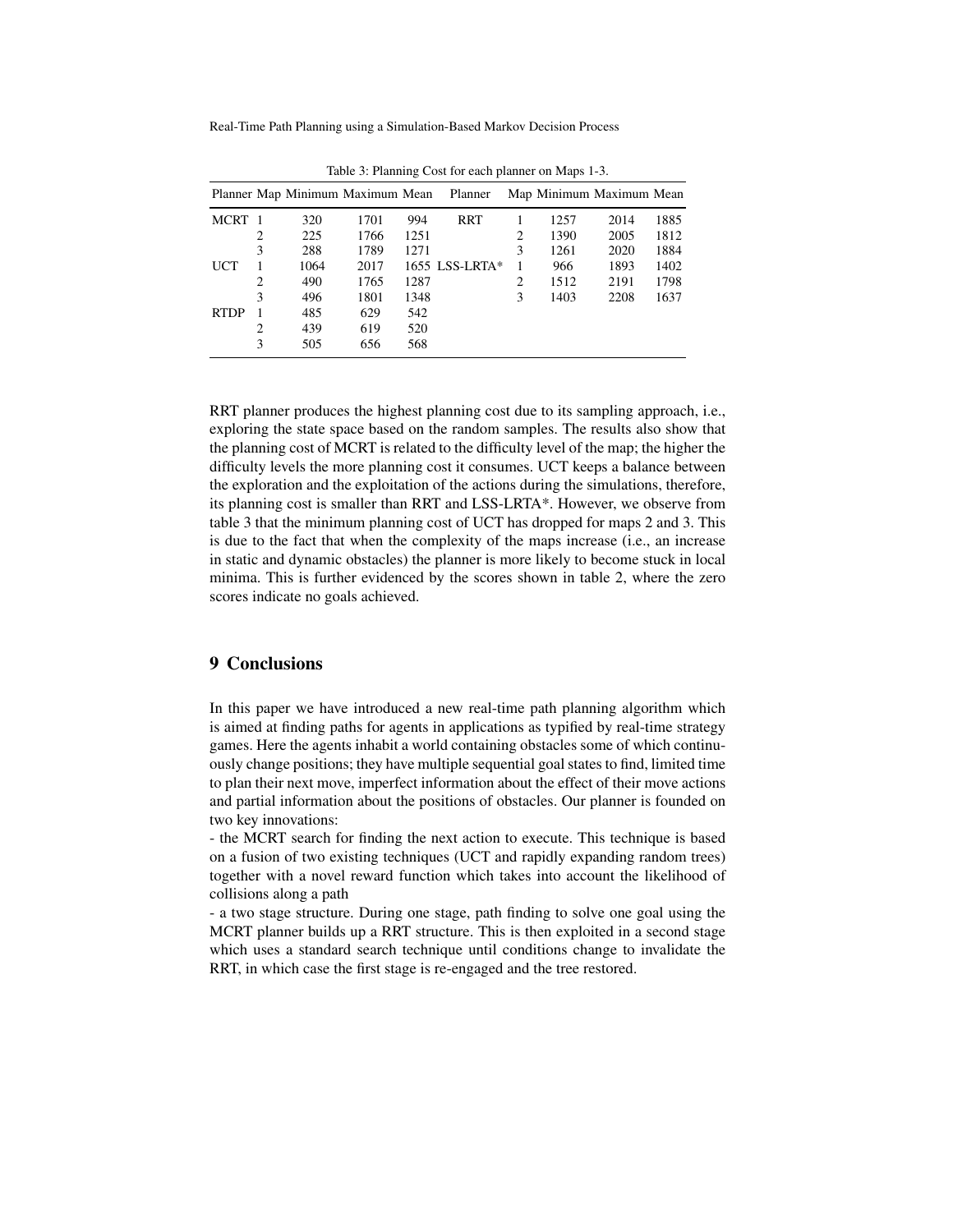Table 3: Planning Cost for each planner on Maps 1-3.

| Planner | Map | Minimum | Maximum | Mean | Planner | Map | Minimum | Maximum | Mean |
|---|---|---|---|---|---|---|---|---|---|
| MCRT | 1 | 320 | 1701 | 994 | RRT | 1 | 1257 | 2014 | 1885 |
| | 2 | 225 | 1766 | 1251 | | 2 | 1390 | 2005 | 1812 |
| | 3 | 288 | 1789 | 1271 | | 3 | 1261 | 2020 | 1884 |
| UCT | 1 | 1064 | 2017 | 1655 | LSS-LRTA* | 1 | 966 | 1893 | 1402 |
| | 2 | 490 | 1765 | 1287 | | 2 | 1512 | 2191 | 1798 |
| | 3 | 496 | 1801 | 1348 | | 3 | 1403 | 2208 | 1637 |
| RTDP | 1 | 485 | 629 | 542 | | | | | |
| | 2 | 439 | 619 | 520 | | | | | |
| | 3 | 505 | 656 | 568 | | | | | |

RRT planner produces the highest planning cost due to its sampling approach, i.e., exploring the state space based on the random samples. The results also show that the planning cost of MCRT is related to the difficulty level of the map; the higher the difficulty levels the more planning cost it consumes. UCT keeps a balance between the exploration and the exploitation of the actions during the simulations, therefore, its planning cost is smaller than RRT and LSS-LRTA*. However, we observe from table 3 that the minimum planning cost of UCT has dropped for maps 2 and 3. This is due to the fact that when the complexity of the maps increase (i.e., an increase in static and dynamic obstacles) the planner is more likely to become stuck in local minima. This is further evidenced by the scores shown in table 2, where the zero scores indicate no goals achieved.

## 9 Conclusions

In this paper we have introduced a new real-time path planning algorithm which is aimed at finding paths for agents in applications as typified by real-time strategy games. Here the agents inhabit a world containing obstacles some of which continuously change positions; they have multiple sequential goal states to find, limited time to plan their next move, imperfect information about the effect of their move actions and partial information about the positions of obstacles. Our planner is founded on two key innovations:

- the MCRT search for finding the next action to execute. This technique is based on a fusion of two existing techniques (UCT and rapidly expanding random trees) together with a novel reward function which takes into account the likelihood of collisions along a path
- a two stage structure. During one stage, path finding to solve one goal using the MCRT planner builds up a RRT structure. This is then exploited in a second stage which uses a standard search technique until conditions change to invalidate the RRT, in which case the first stage is re-engaged and the tree restored.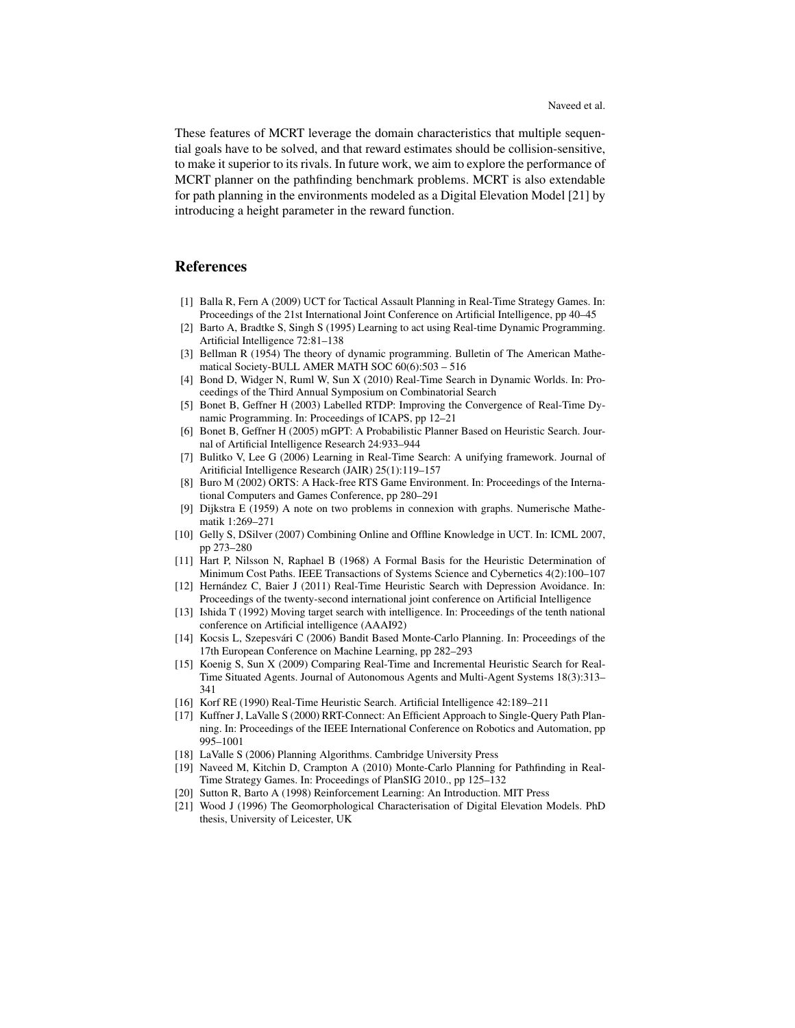These features of MCRT leverage the domain characteristics that multiple sequential goals have to be solved, and that reward estimates should be collision-sensitive, to make it superior to its rivals. In future work, we aim to explore the performance of MCRT planner on the pathfinding benchmark problems. MCRT is also extendable for path planning in the environments modeled as a Digital Elevation Model [21] by introducing a height parameter in the reward function.

## References

[1] Balla R, Fern A (2009) UCT for Tactical Assault Planning in Real-Time Strategy Games. In: Proceedings of the 21st International Joint Conference on Artificial Intelligence, pp 40–45

[2] Barto A, Bradtke S, Singh S (1995) Learning to act using Real-time Dynamic Programming. Artificial Intelligence 72:81–138

[3] Bellman R (1954) The theory of dynamic programming. Bulletin of The American Mathematical Society-BULL AMER MATH SOC 60(6):503 – 516

[4] Bond D, Widger N, Ruml W, Sun X (2010) Real-Time Search in Dynamic Worlds. In: Proceedings of the Third Annual Symposium on Combinatorial Search

[5] Bonet B, Geffner H (2003) Labelled RTDP: Improving the Convergence of Real-Time Dynamic Programming. In: Proceedings of ICAPS, pp 12–21

[6] Bonet B, Geffner H (2005) mGPT: A Probabilistic Planner Based on Heuristic Search. Journal of Artificial Intelligence Research 24:933–944

[7] Bulitko V, Lee G (2006) Learning in Real-Time Search: A unifying framework. Journal of Aritificial Intelligence Research (JAIR) 25(1):119–157

[8] Buro M (2002) ORTS: A Hack-free RTS Game Environment. In: Proceedings of the International Computers and Games Conference, pp 280–291

[9] Dijkstra E (1959) A note on two problems in connexion with graphs. Numerische Mathematik 1:269–271

[10] Gelly S, DSilver (2007) Combining Online and Offline Knowledge in UCT. In: ICML 2007, pp 273–280

[11] Hart P, Nilsson N, Raphael B (1968) A Formal Basis for the Heuristic Determination of Minimum Cost Paths. IEEE Transactions of Systems Science and Cybernetics 4(2):100–107

[12] Hernández C, Baier J (2011) Real-Time Heuristic Search with Depression Avoidance. In: Proceedings of the twenty-second international joint conference on Artificial Intelligence

[13] Ishida T (1992) Moving target search with intelligence. In: Proceedings of the tenth national conference on Artificial intelligence (AAAI92)

[14] Kocsis L, Szepesvári C (2006) Bandit Based Monte-Carlo Planning. In: Proceedings of the 17th European Conference on Machine Learning, pp 282–293

[15] Koenig S, Sun X (2009) Comparing Real-Time and Incremental Heuristic Search for Real-Time Situated Agents. Journal of Autonomous Agents and Multi-Agent Systems 18(3):313–341

[16] Korf RE (1990) Real-Time Heuristic Search. Artificial Intelligence 42:189–211

[17] Kuffner J, LaValle S (2000) RRT-Connect: An Efficient Approach to Single-Query Path Planning. In: Proceedings of the IEEE International Conference on Robotics and Automation, pp 995–1001

[18] LaValle S (2006) Planning Algorithms. Cambridge University Press

[19] Naveed M, Kitchin D, Crampton A (2010) Monte-Carlo Planning for Pathfinding in Real-Time Strategy Games. In: Proceedings of PlanSIG 2010., pp 125–132

[20] Sutton R, Barto A (1998) Reinforcement Learning: An Introduction. MIT Press

[21] Wood J (1996) The Geomorphological Characterisation of Digital Elevation Models. PhD thesis, University of Leicester, UK